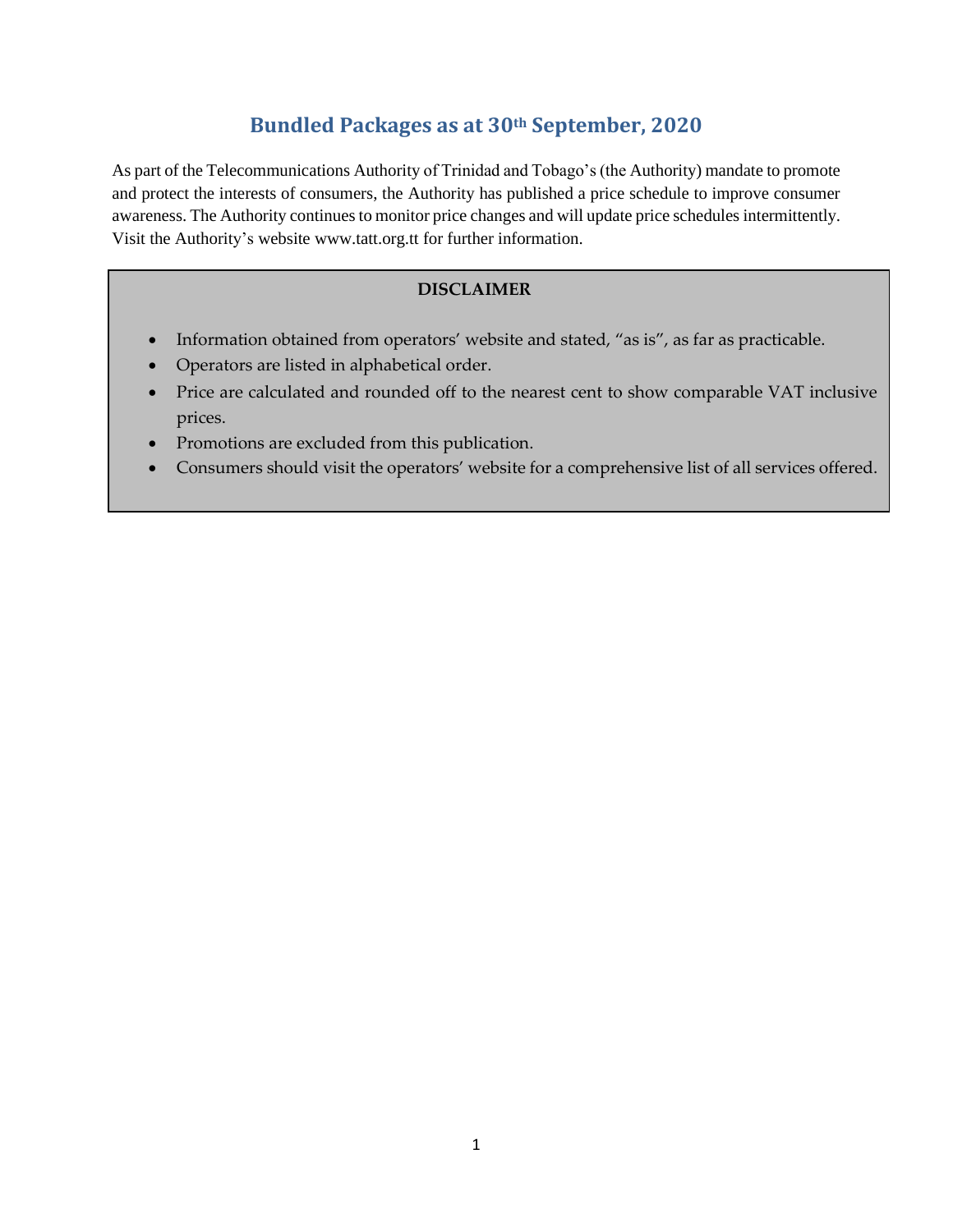# Bundled Packages as at 30th September, 2020

As part of the Telecommunications Authority of Trinidad and Tobago's (the Authority) mandate to promote and protect the interests of consumers, the Authority has published a price schedule to improve consumer awareness. The Authority continues to monitor price changes and will update price schedules intermittently. Visit the Authority's website www.tatt.org.tt for further information.

**DISCLAIMER**

- Information obtained from operators' website and stated, "as is", as far as practicable.
- Operators are listed in alphabetical order.
- Price are calculated and rounded off to the nearest cent to show comparable VAT inclusive prices.
- Promotions are excluded from this publication.
- Consumers should visit the operators' website for a comprehensive list of all services offered.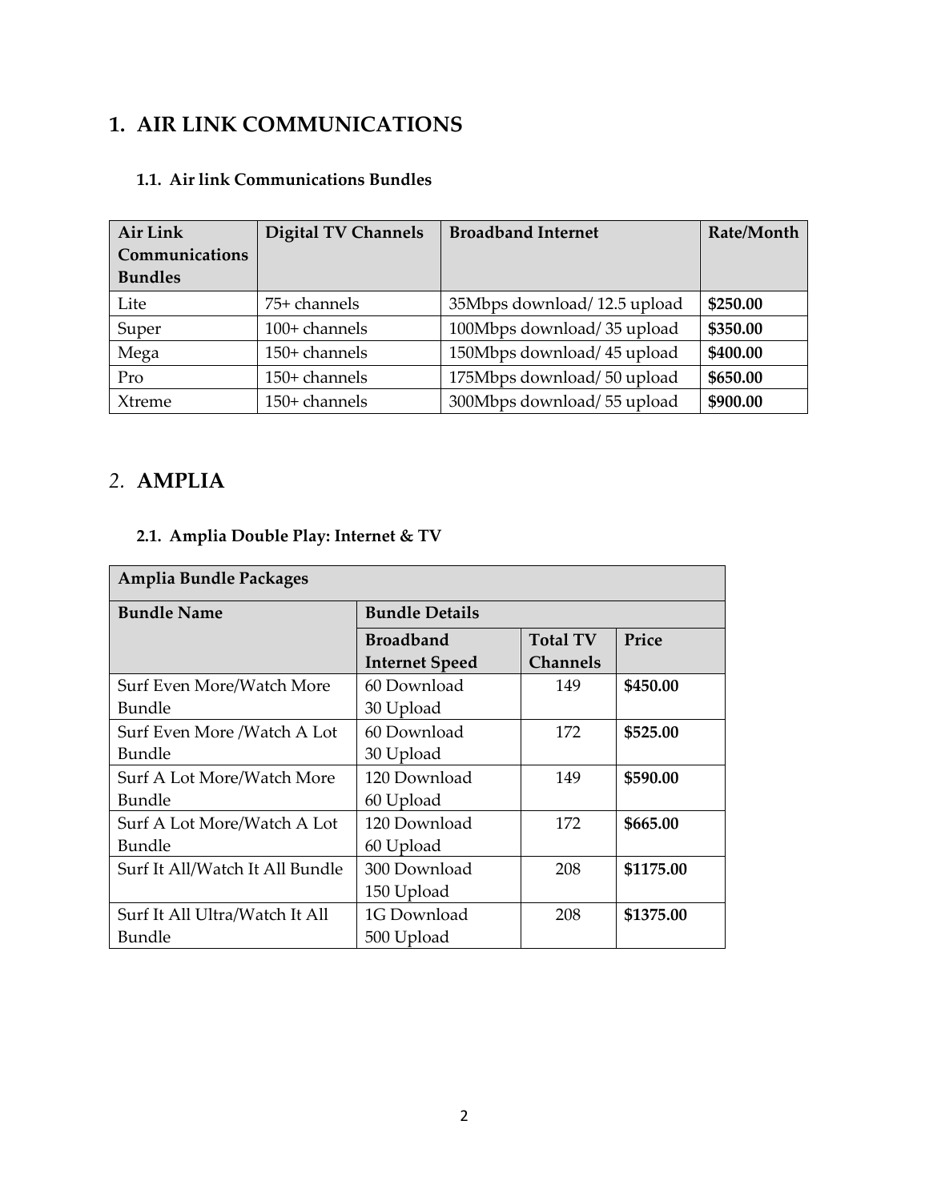# 1. AIR LINK COMMUNICATIONS

## 1.1. Air link Communications Bundles

| Air Link Communications Bundles | Digital TV Channels | Broadband Internet | Rate/Month |
|---|---|---|---|
| Lite | 75+ channels | 35Mbps download/ 12.5 upload | **$250.00** |
| Super | 100+ channels | 100Mbps download/ 35 upload | **$350.00** |
| Mega | 150+ channels | 150Mbps download/ 45 upload | **$400.00** |
| Pro | 150+ channels | 175Mbps download/ 50 upload | **$650.00** |
| Xtreme | 150+ channels | 300Mbps download/ 55 upload | **$900.00** |

# 2. AMPLIA

## 2.1. Amplia Double Play: Internet & TV

| Amplia Bundle Packages | | | |
|---|---|---|---|
| **Bundle Name** | **Bundle Details** | | |
| | **Broadband Internet Speed** | **Total TV Channels** | **Price** |
| Surf Even More/Watch More Bundle | 60 Download 30 Upload | 149 | **$450.00** |
| Surf Even More /Watch A Lot Bundle | 60 Download 30 Upload | 172 | **$525.00** |
| Surf A Lot More/Watch More Bundle | 120 Download 60 Upload | 149 | **$590.00** |
| Surf A Lot More/Watch A Lot Bundle | 120 Download 60 Upload | 172 | **$665.00** |
| Surf It All/Watch It All Bundle | 300 Download 150 Upload | 208 | **$1175.00** |
| Surf It All Ultra/Watch It All Bundle | 1G Download 500 Upload | 208 | **$1375.00** |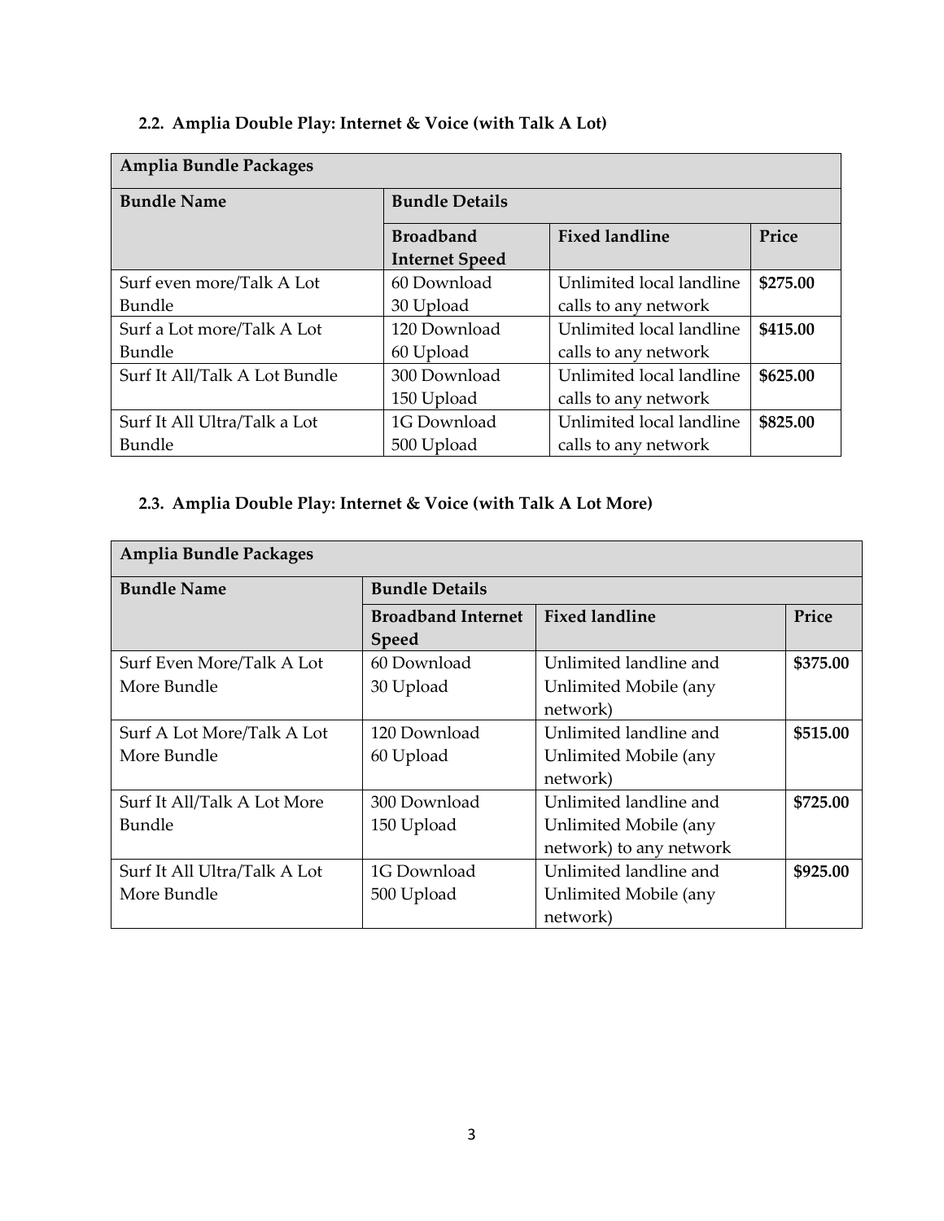### 2.2. Amplia Double Play: Internet & Voice (with Talk A Lot)

| Amplia Bundle Packages | | | |
|---|---|---|---|
| **Bundle Name** | **Bundle Details** | | |
| | **Broadband Internet Speed** | **Fixed landline** | **Price** |
| Surf even more/Talk A Lot Bundle | 60 Download 30 Upload | Unlimited local landline calls to any network | **$275.00** |
| Surf a Lot more/Talk A Lot Bundle | 120 Download 60 Upload | Unlimited local landline calls to any network | **$415.00** |
| Surf It All/Talk A Lot Bundle | 300 Download 150 Upload | Unlimited local landline calls to any network | **$625.00** |
| Surf It All Ultra/Talk a Lot Bundle | 1G Download 500 Upload | Unlimited local landline calls to any network | **$825.00** |

### 2.3. Amplia Double Play: Internet & Voice (with Talk A Lot More)

| Amplia Bundle Packages | | | |
|---|---|---|---|
| **Bundle Name** | **Bundle Details** | | |
| | **Broadband Internet Speed** | **Fixed landline** | **Price** |
| Surf Even More/Talk A Lot More Bundle | 60 Download 30 Upload | Unlimited landline and Unlimited Mobile (any network) | **$375.00** |
| Surf A Lot More/Talk A Lot More Bundle | 120 Download 60 Upload | Unlimited landline and Unlimited Mobile (any network) | **$515.00** |
| Surf It All/Talk A Lot More Bundle | 300 Download 150 Upload | Unlimited landline and Unlimited Mobile (any network) to any network | **$725.00** |
| Surf It All Ultra/Talk A Lot More Bundle | 1G Download 500 Upload | Unlimited landline and Unlimited Mobile (any network) | **$925.00** |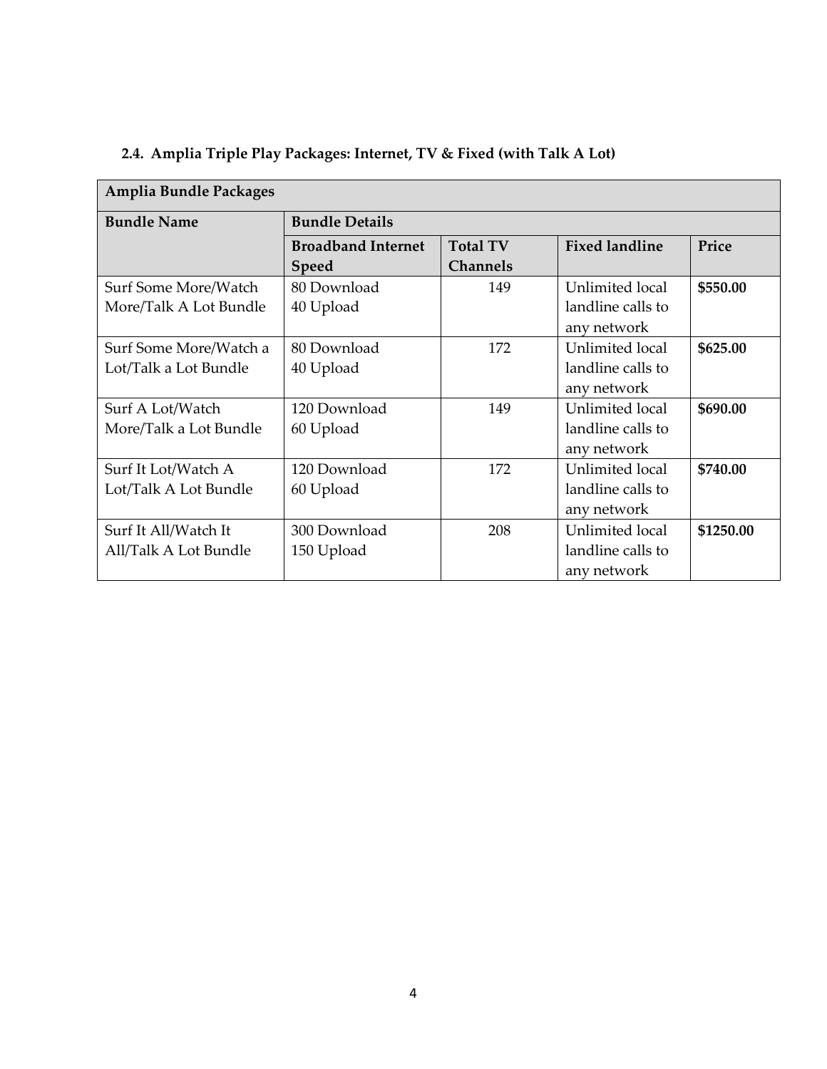### 2.4. Amplia Triple Play Packages: Internet, TV & Fixed (with Talk A Lot)

| **Amplia Bundle Packages** | | | | |
|---|---|---|---|---|
| **Bundle Name** | **Bundle Details** | | | |
| | **Broadband Internet Speed** | **Total TV Channels** | **Fixed landline** | **Price** |
| Surf Some More/Watch More/Talk A Lot Bundle | 80 Download 40 Upload | 149 | Unlimited local landline calls to any network | **$550.00** |
| Surf Some More/Watch a Lot/Talk a Lot Bundle | 80 Download 40 Upload | 172 | Unlimited local landline calls to any network | **$625.00** |
| Surf A Lot/Watch More/Talk a Lot Bundle | 120 Download 60 Upload | 149 | Unlimited local landline calls to any network | **$690.00** |
| Surf It Lot/Watch A Lot/Talk A Lot Bundle | 120 Download 60 Upload | 172 | Unlimited local landline calls to any network | **$740.00** |
| Surf It All/Watch It All/Talk A Lot Bundle | 300 Download 150 Upload | 208 | Unlimited local landline calls to any network | **$1250.00** |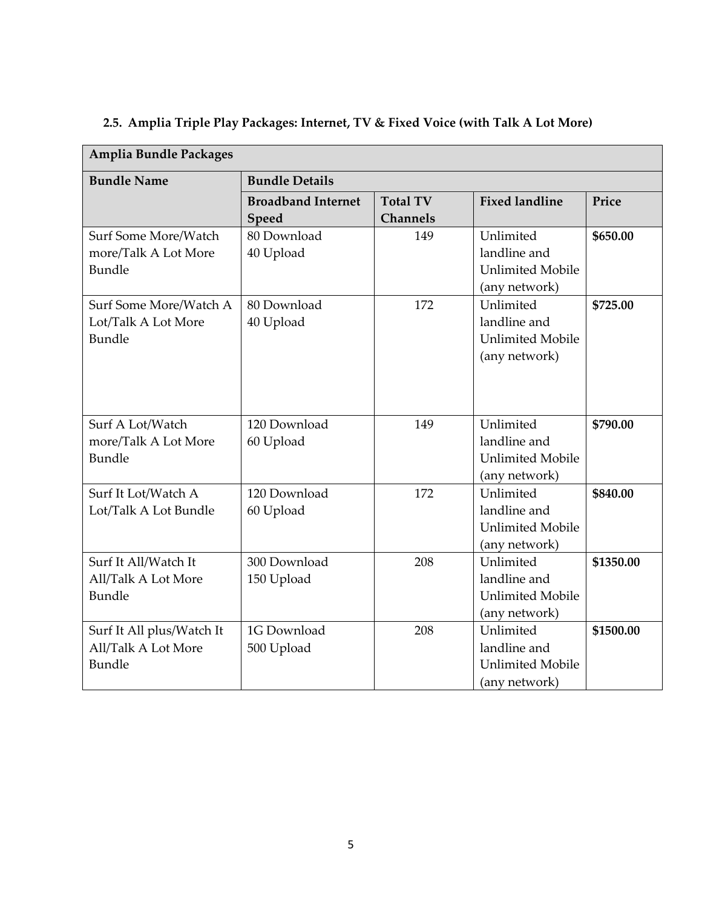### 2.5. Amplia Triple Play Packages: Internet, TV & Fixed Voice (with Talk A Lot More)

| **Amplia Bundle Packages** | | | | |
|---|---|---|---|---|
| **Bundle Name** | **Bundle Details** | | | |
| | **Broadband Internet Speed** | **Total TV Channels** | **Fixed landline** | **Price** |
| Surf Some More/Watch more/Talk A Lot More Bundle | 80 Download 40 Upload | 149 | Unlimited landline and Unlimited Mobile (any network) | **$650.00** |
| Surf Some More/Watch A Lot/Talk A Lot More Bundle | 80 Download 40 Upload | 172 | Unlimited landline and Unlimited Mobile (any network) | **$725.00** |
| Surf A Lot/Watch more/Talk A Lot More Bundle | 120 Download 60 Upload | 149 | Unlimited landline and Unlimited Mobile (any network) | **$790.00** |
| Surf It Lot/Watch A Lot/Talk A Lot Bundle | 120 Download 60 Upload | 172 | Unlimited landline and Unlimited Mobile (any network) | **$840.00** |
| Surf It All/Watch It All/Talk A Lot More Bundle | 300 Download 150 Upload | 208 | Unlimited landline and Unlimited Mobile (any network) | **$1350.00** |
| Surf It All plus/Watch It All/Talk A Lot More Bundle | 1G Download 500 Upload | 208 | Unlimited landline and Unlimited Mobile (any network) | **$1500.00** |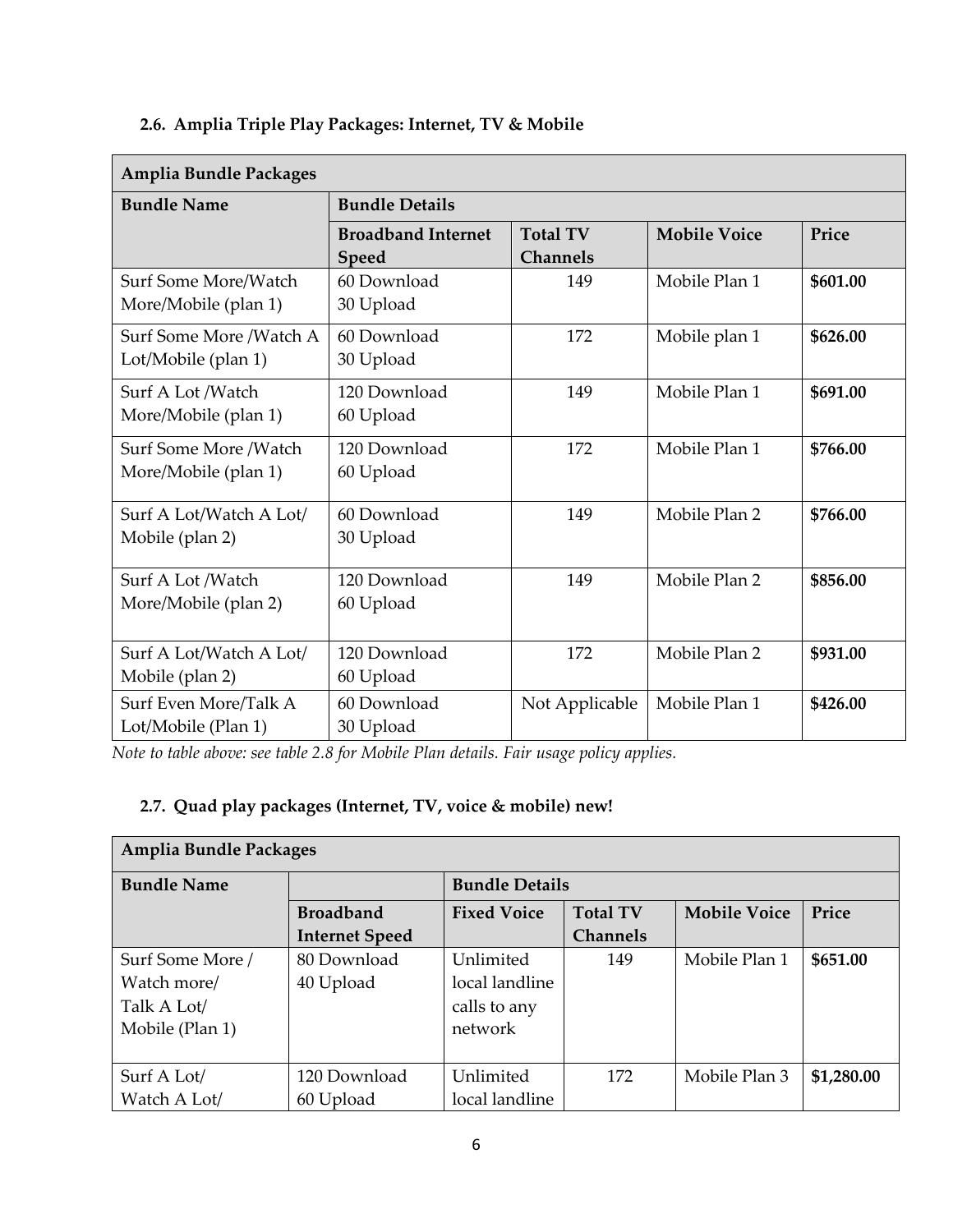### 2.6. Amplia Triple Play Packages: Internet, TV & Mobile

| Amplia Bundle Packages | | | | |
|---|---|---|---|---|
| **Bundle Name** | **Bundle Details** | | | |
| | **Broadband Internet Speed** | **Total TV Channels** | **Mobile Voice** | **Price** |
| Surf Some More/Watch More/Mobile (plan 1) | 60 Download 30 Upload | 149 | Mobile Plan 1 | **$601.00** |
| Surf Some More /Watch A Lot/Mobile (plan 1) | 60 Download 30 Upload | 172 | Mobile plan 1 | **$626.00** |
| Surf A Lot /Watch More/Mobile (plan 1) | 120 Download 60 Upload | 149 | Mobile Plan 1 | **$691.00** |
| Surf Some More /Watch More/Mobile (plan 1) | 120 Download 60 Upload | 172 | Mobile Plan 1 | **$766.00** |
| Surf A Lot/Watch A Lot/ Mobile (plan 2) | 60 Download 30 Upload | 149 | Mobile Plan 2 | **$766.00** |
| Surf A Lot /Watch More/Mobile (plan 2) | 120 Download 60 Upload | 149 | Mobile Plan 2 | **$856.00** |
| Surf A Lot/Watch A Lot/ Mobile (plan 2) | 120 Download 60 Upload | 172 | Mobile Plan 2 | **$931.00** |
| Surf Even More/Talk A Lot/Mobile (Plan 1) | 60 Download 30 Upload | Not Applicable | Mobile Plan 1 | **$426.00** |

*Note to table above: see table 2.8 for Mobile Plan details. Fair usage policy applies.*

### 2.7. Quad play packages (Internet, TV, voice & mobile) new!

| Amplia Bundle Packages | | | | | |
|---|---|---|---|---|---|
| **Bundle Name** | | **Bundle Details** | | | |
| | **Broadband Internet Speed** | **Fixed Voice** | **Total TV Channels** | **Mobile Voice** | **Price** |
| Surf Some More / Watch more/ Talk A Lot/ Mobile (Plan 1) | 80 Download 40 Upload | Unlimited local landline calls to any network | 149 | Mobile Plan 1 | **$651.00** |
| Surf A Lot/ Watch A Lot/ | 120 Download 60 Upload | Unlimited local landline | 172 | Mobile Plan 3 | **$1,280.00** |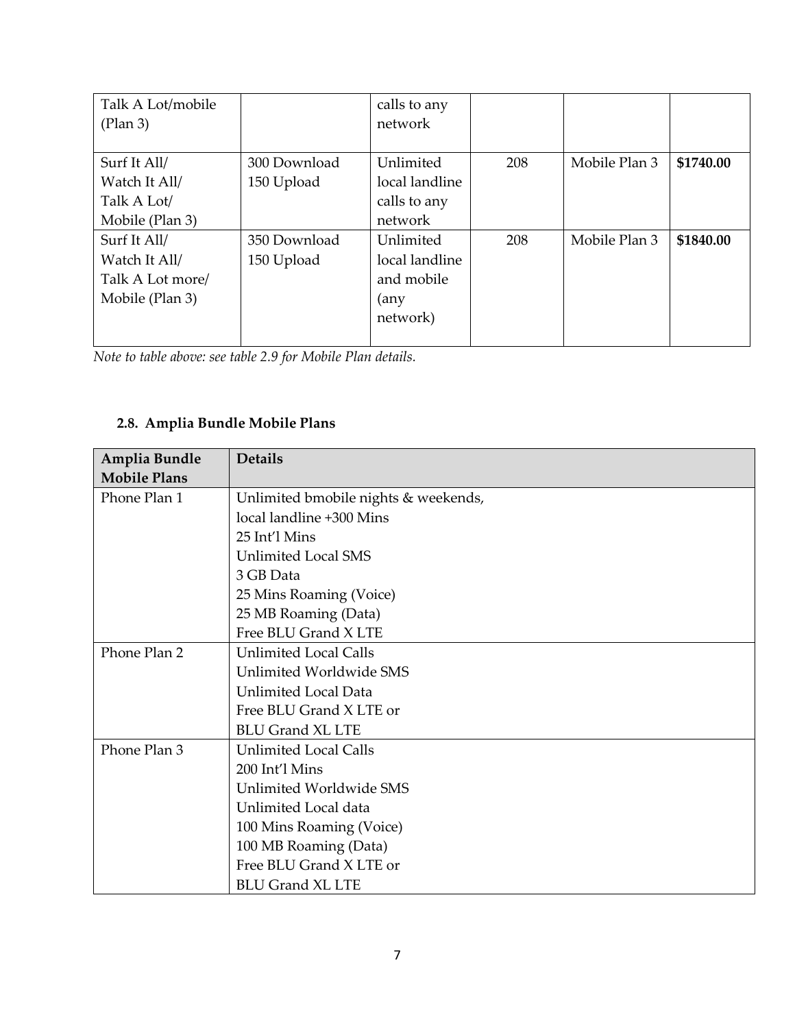| Talk A Lot/mobile (Plan 3) | | calls to any network | | | |
|---|---|---|---|---|---|
| Surf It All/ Watch It All/ Talk A Lot/ Mobile (Plan 3) | 300 Download 150 Upload | Unlimited local landline calls to any network | 208 | Mobile Plan 3 | **$1740.00** |
| Surf It All/ Watch It All/ Talk A Lot more/ Mobile (Plan 3) | 350 Download 150 Upload | Unlimited local landline and mobile (any network) | 208 | Mobile Plan 3 | **$1840.00** |

*Note to table above: see table 2.9 for Mobile Plan details.*

## 2.8. Amplia Bundle Mobile Plans

| Amplia Bundle Mobile Plans | Details |
|---|---|
| Phone Plan 1 | Unlimited bmobile nights & weekends,<br>local landline +300 Mins<br>25 Int'l Mins<br>Unlimited Local SMS<br>3 GB Data<br>25 Mins Roaming (Voice)<br>25 MB Roaming (Data)<br>Free BLU Grand X LTE |
| Phone Plan 2 | Unlimited Local Calls<br>Unlimited Worldwide SMS<br>Unlimited Local Data<br>Free BLU Grand X LTE or<br>BLU Grand XL LTE |
| Phone Plan 3 | Unlimited Local Calls<br>200 Int'l Mins<br>Unlimited Worldwide SMS<br>Unlimited Local data<br>100 Mins Roaming (Voice)<br>100 MB Roaming (Data)<br>Free BLU Grand X LTE or<br>BLU Grand XL LTE |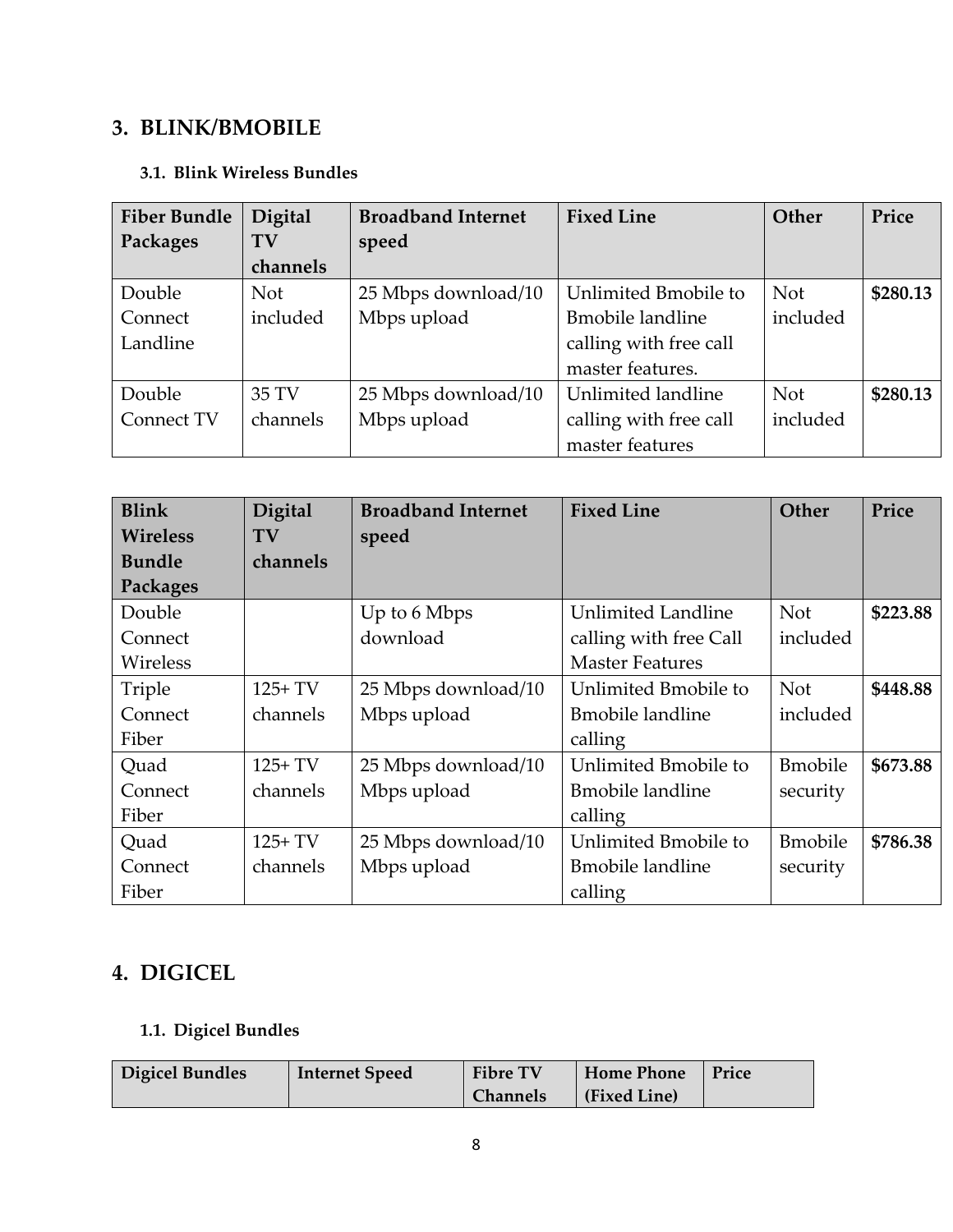## 3. BLINK/BMOBILE

### 3.1. Blink Wireless Bundles

| Fiber Bundle Packages | Digital TV channels | Broadband Internet speed | Fixed Line | Other | Price |
|---|---|---|---|---|---|
| Double Connect Landline | Not included | 25 Mbps download/10 Mbps upload | Unlimited Bmobile to Bmobile landline calling with free call master features. | Not included | **$280.13** |
| Double Connect TV | 35 TV channels | 25 Mbps download/10 Mbps upload | Unlimited landline calling with free call master features | Not included | **$280.13** |

| Blink Wireless Bundle Packages | Digital TV channels | Broadband Internet speed | Fixed Line | Other | Price |
|---|---|---|---|---|---|
| Double Connect Wireless | | Up to 6 Mbps download | Unlimited Landline calling with free Call Master Features | Not included | **$223.88** |
| Triple Connect Fiber | 125+ TV channels | 25 Mbps download/10 Mbps upload | Unlimited Bmobile to Bmobile landline calling | Not included | **$448.88** |
| Quad Connect Fiber | 125+ TV channels | 25 Mbps download/10 Mbps upload | Unlimited Bmobile to Bmobile landline calling | Bmobile security | **$673.88** |
| Quad Connect Fiber | 125+ TV channels | 25 Mbps download/10 Mbps upload | Unlimited Bmobile to Bmobile landline calling | Bmobile security | **$786.38** |

## 4. DIGICEL

### 1.1. Digicel Bundles

| Digicel Bundles | Internet Speed | Fibre TV Channels | Home Phone (Fixed Line) | Price |
|---|---|---|---|---|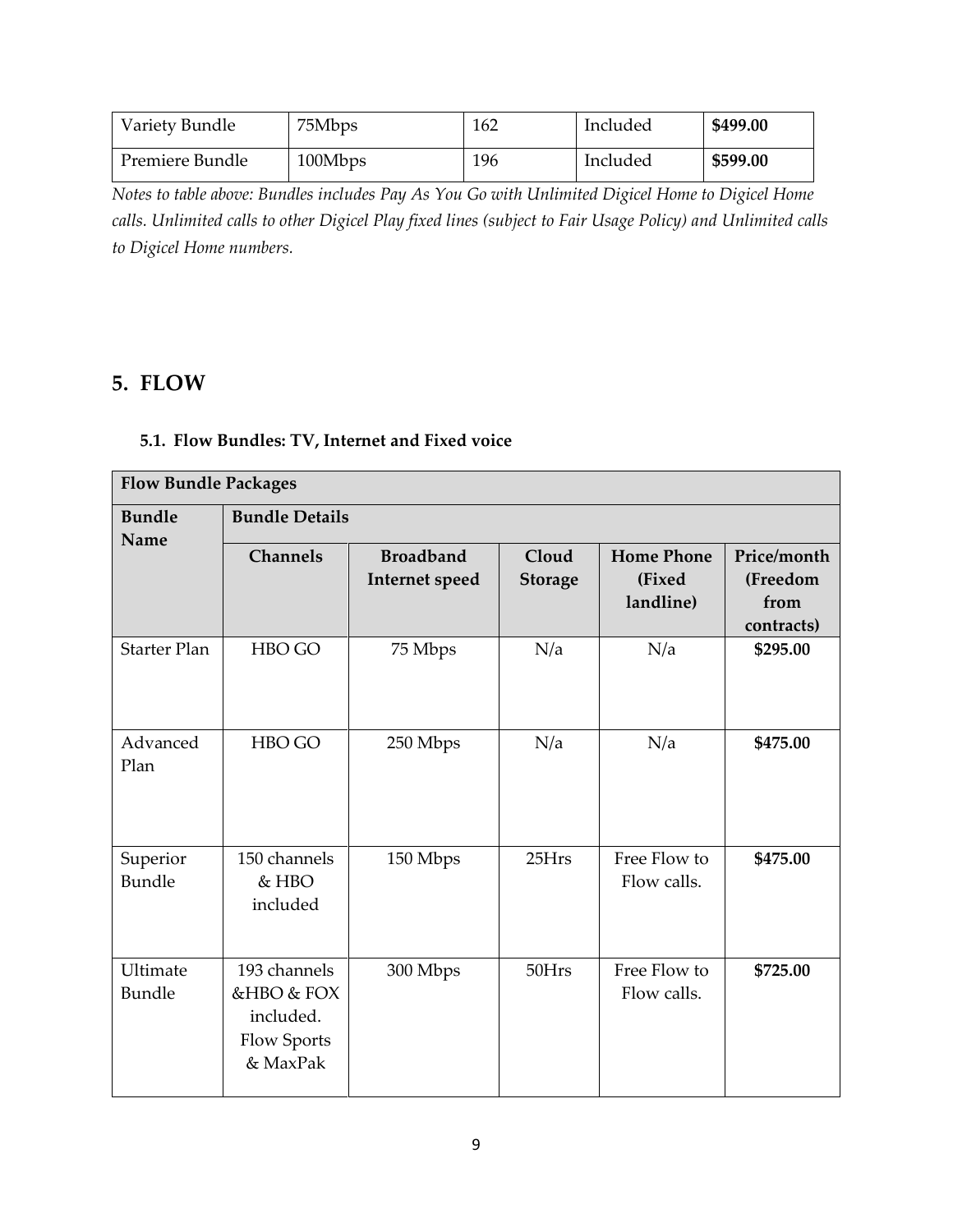| Variety Bundle | 75Mbps | 162 | Included | **$499.00** |
|---|---|---|---|---|
| Premiere Bundle | 100Mbps | 196 | Included | **$599.00** |

*Notes to table above: Bundles includes Pay As You Go with Unlimited Digicel Home to Digicel Home calls. Unlimited calls to other Digicel Play fixed lines (subject to Fair Usage Policy) and Unlimited calls to Digicel Home numbers.*

## 5. FLOW

### 5.1. Flow Bundles: TV, Internet and Fixed voice

| **Flow Bundle Packages** | | | | | |
|---|---|---|---|---|---|
| **Bundle Name** | **Bundle Details** | | | | |
| | **Channels** | **Broadband Internet speed** | **Cloud Storage** | **Home Phone (Fixed landline)** | **Price/month (Freedom from contracts)** |
| Starter Plan | HBO GO | 75 Mbps | N/a | N/a | **$295.00** |
| Advanced Plan | HBO GO | 250 Mbps | N/a | N/a | **$475.00** |
| Superior Bundle | 150 channels & HBO included | 150 Mbps | 25Hrs | Free Flow to Flow calls. | **$475.00** |
| Ultimate Bundle | 193 channels &HBO & FOX included. Flow Sports & MaxPak | 300 Mbps | 50Hrs | Free Flow to Flow calls. | **$725.00** |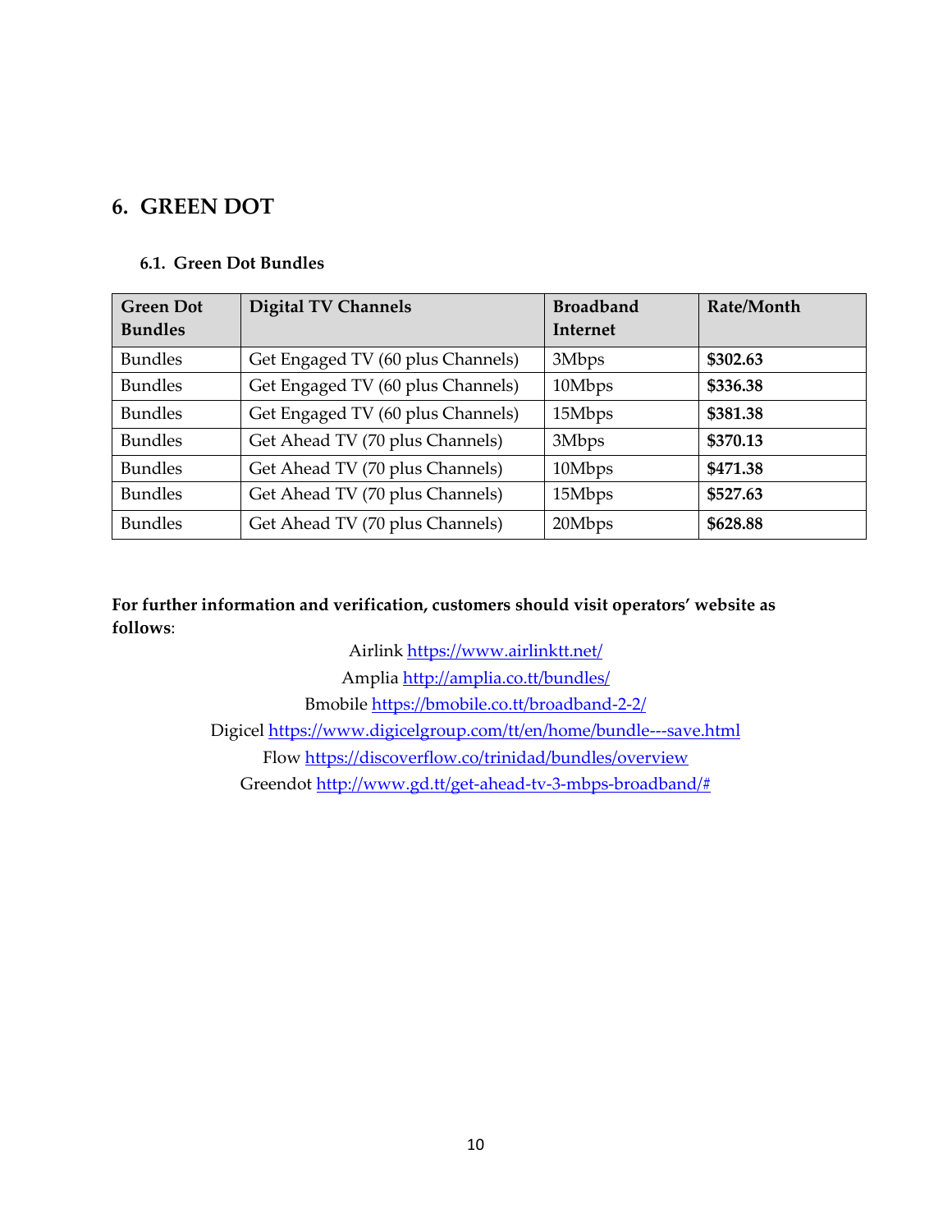# 6. GREEN DOT

## 6.1. Green Dot Bundles

| Green Dot Bundles | Digital TV Channels | Broadband Internet | Rate/Month |
|---|---|---|---|
| Bundles | Get Engaged TV (60 plus Channels) | 3Mbps | **$302.63** |
| Bundles | Get Engaged TV (60 plus Channels) | 10Mbps | **$336.38** |
| Bundles | Get Engaged TV (60 plus Channels) | 15Mbps | **$381.38** |
| Bundles | Get Ahead TV (70 plus Channels) | 3Mbps | **$370.13** |
| Bundles | Get Ahead TV (70 plus Channels) | 10Mbps | **$471.38** |
| Bundles | Get Ahead TV (70 plus Channels) | 15Mbps | **$527.63** |
| Bundles | Get Ahead TV (70 plus Channels) | 20Mbps | **$628.88** |

**For further information and verification, customers should visit operators' website as follows**:

Airlink https://www.airlinktt.net/

Amplia http://amplia.co.tt/bundles/

Bmobile https://bmobile.co.tt/broadband-2-2/

Digicel https://www.digicelgroup.com/tt/en/home/bundle---save.html

Flow https://discoverflow.co/trinidad/bundles/overview

Greendot http://www.gd.tt/get-ahead-tv-3-mbps-broadband/#